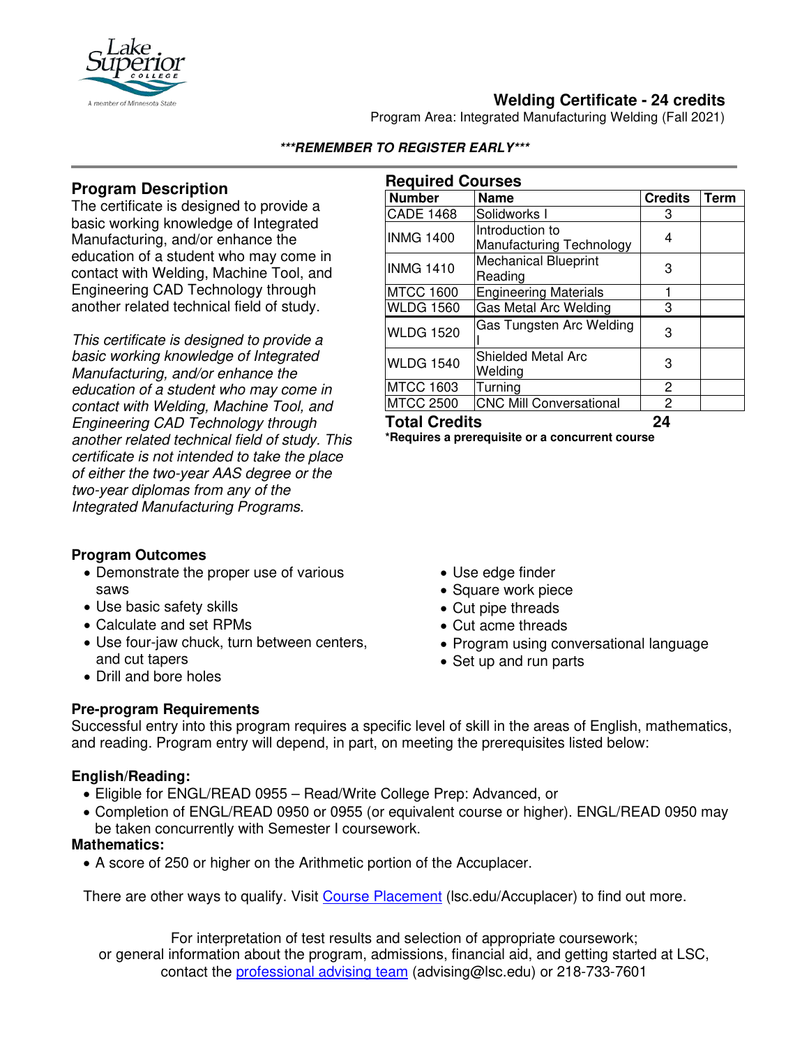# Welding Certificate - 24 credits

Program Area: Integrated Manufacturing Welding (Fall 2021)

***REMEMBER TO REGISTER EARLY***

## Program Description

The certificate is designed to provide a basic working knowledge of Integrated Manufacturing, and/or enhance the education of a student who may come in contact with Welding, Machine Tool, and Engineering CAD Technology through another related technical field of study.

*This certificate is designed to provide a basic working knowledge of Integrated Manufacturing, and/or enhance the education of a student who may come in contact with Welding, Machine Tool, and Engineering CAD Technology through another related technical field of study. This certificate is not intended to take the place of either the two-year AAS degree or the two-year diplomas from any of the Integrated Manufacturing Programs.*

## Required Courses

| Number | Name | Credits | Term |
|---|---|---|---|
| CADE 1468 | Solidworks I | 3 | |
| INMG 1400 | Introduction to Manufacturing Technology | 4 | |
| INMG 1410 | Mechanical Blueprint Reading | 3 | |
| MTCC 1600 | Engineering Materials | 1 | |
| WLDG 1560 | Gas Metal Arc Welding | 3 | |
| WLDG 1520 | Gas Tungsten Arc Welding I | 3 | |
| WLDG 1540 | Shielded Metal Arc Welding | 3 | |
| MTCC 1603 | Turning | 2 | |
| MTCC 2500 | CNC Mill Conversational | 2 | |
| **Total Credits** | | **24** | |

**\*Requires a prerequisite or a concurrent course**

## Program Outcomes

- Demonstrate the proper use of various saws
- Use basic safety skills
- Calculate and set RPMs
- Use four-jaw chuck, turn between centers, and cut tapers
- Drill and bore holes
- Use edge finder
- Square work piece
- Cut pipe threads
- Cut acme threads
- Program using conversational language
- Set up and run parts

## Pre-program Requirements

Successful entry into this program requires a specific level of skill in the areas of English, mathematics, and reading. Program entry will depend, in part, on meeting the prerequisites listed below:

### English/Reading:

- Eligible for ENGL/READ 0955 – Read/Write College Prep: Advanced, or
- Completion of ENGL/READ 0950 or 0955 (or equivalent course or higher). ENGL/READ 0950 may be taken concurrently with Semester I coursework.

### Mathematics:

- A score of 250 or higher on the Arithmetic portion of the Accuplacer.

There are other ways to qualify. Visit Course Placement (lsc.edu/Accuplacer) to find out more.

For interpretation of test results and selection of appropriate coursework; or general information about the program, admissions, financial aid, and getting started at LSC, contact the professional advising team (advising@lsc.edu) or 218-733-7601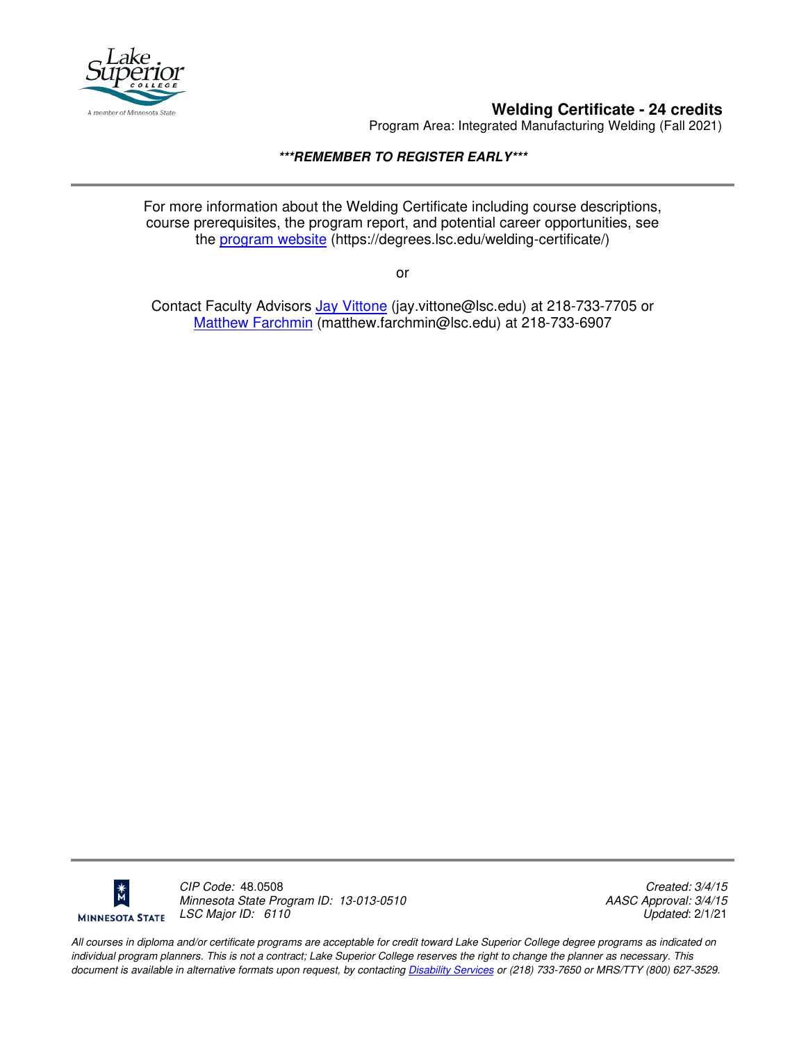## Welding Certificate - 24 credits

Program Area: Integrated Manufacturing Welding (Fall 2021)

***\*\*\*REMEMBER TO REGISTER EARLY\*\*\****

For more information about the Welding Certificate including course descriptions, course prerequisites, the program report, and potential career opportunities, see the program website (https://degrees.lsc.edu/welding-certificate/)

or

Contact Faculty Advisors Jay Vittone (jay.vittone@lsc.edu) at 218-733-7705 or Matthew Farchmin (matthew.farchmin@lsc.edu) at 218-733-6907

*CIP Code:* 48.0508
*Minnesota State Program ID: 13-013-0510*
*LSC Major ID: 6110*

*Created: 3/4/15*
*AASC Approval: 3/4/15*
*Updated*: 2/1/21

*All courses in diploma and/or certificate programs are acceptable for credit toward Lake Superior College degree programs as indicated on individual program planners. This is not a contract; Lake Superior College reserves the right to change the planner as necessary. This document is available in alternative formats upon request, by contacting Disability Services or (218) 733-7650 or MRS/TTY (800) 627-3529.*